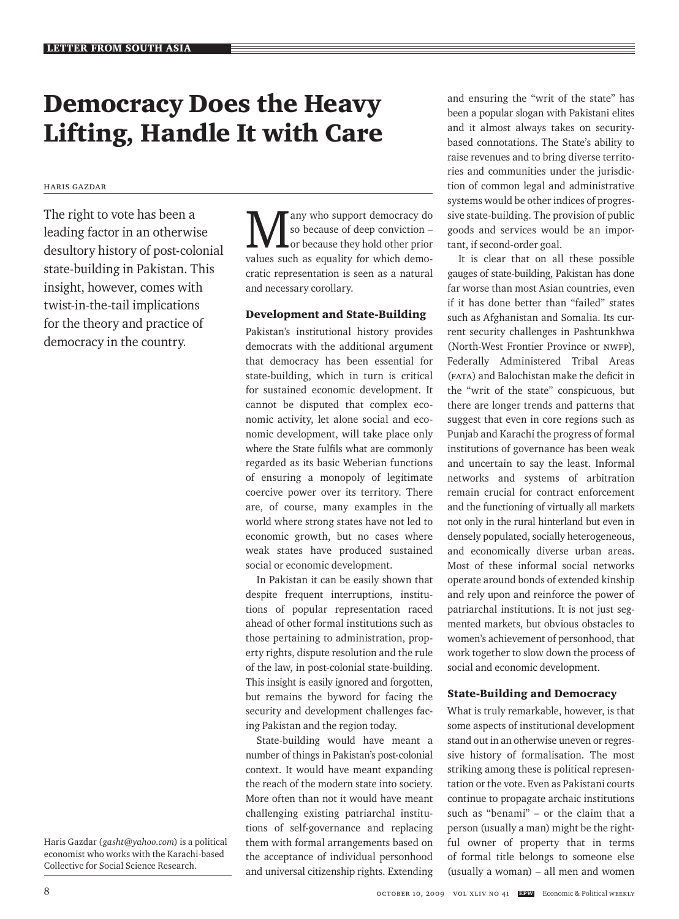# Democracy Does the Heavy Lifting, Handle It with Care

HARIS GAZDAR

The right to vote has been a leading factor in an otherwise desultory history of post-colonial state-building in Pakistan. This insight, however, comes with twist-in-the-tail implications for the theory and practice of democracy in the country.

Haris Gazdar (*gasht@yahoo.com*) is a political economist who works with the Karachi-based Collective for Social Science Research.

Many who support democracy do so because of deep conviction – or because they hold other prior values such as equality for which democratic representation is seen as a natural and necessary corollary.

## Development and State-Building

Pakistan's institutional history provides democrats with the additional argument that democracy has been essential for state-building, which in turn is critical for sustained economic development. It cannot be disputed that complex economic activity, let alone social and economic development, will take place only where the State fulfils what are commonly regarded as its basic Weberian functions of ensuring a monopoly of legitimate coercive power over its territory. There are, of course, many examples in the world where strong states have not led to economic growth, but no cases where weak states have produced sustained social or economic development.

In Pakistan it can be easily shown that despite frequent interruptions, institutions of popular representation raced ahead of other formal institutions such as those pertaining to administration, property rights, dispute resolution and the rule of the law, in post-colonial state-building. This insight is easily ignored and forgotten, but remains the byword for facing the security and development challenges facing Pakistan and the region today.

State-building would have meant a number of things in Pakistan's post-colonial context. It would have meant expanding the reach of the modern state into society. More often than not it would have meant challenging existing patriarchal institutions of self-governance and replacing them with formal arrangements based on the acceptance of individual personhood and universal citizenship rights. Extending and ensuring the "writ of the state" has been a popular slogan with Pakistani elites and it almost always takes on security-based connotations. The State's ability to raise revenues and to bring diverse territories and communities under the jurisdiction of common legal and administrative systems would be other indices of progressive state-building. The provision of public goods and services would be an important, if second-order goal.

It is clear that on all these possible gauges of state-building, Pakistan has done far worse than most Asian countries, even if it has done better than "failed" states such as Afghanistan and Somalia. Its current security challenges in Pashtunkhwa (North-West Frontier Province or NWFP), Federally Administered Tribal Areas (FATA) and Balochistan make the deficit in the "writ of the state" conspicuous, but there are longer trends and patterns that suggest that even in core regions such as Punjab and Karachi the progress of formal institutions of governance has been weak and uncertain to say the least. Informal networks and systems of arbitration remain crucial for contract enforcement and the functioning of virtually all markets not only in the rural hinterland but even in densely populated, socially heterogeneous, and economically diverse urban areas. Most of these informal social networks operate around bonds of extended kinship and rely upon and reinforce the power of patriarchal institutions. It is not just segmented markets, but obvious obstacles to women's achievement of personhood, that work together to slow down the process of social and economic development.

## State-Building and Democracy

What is truly remarkable, however, is that some aspects of institutional development stand out in an otherwise uneven or regressive history of formalisation. The most striking among these is political representation or the vote. Even as Pakistani courts continue to propagate archaic institutions such as "benami" – or the claim that a person (usually a man) might be the rightful owner of property that in terms of formal title belongs to someone else (usually a woman) – all men and women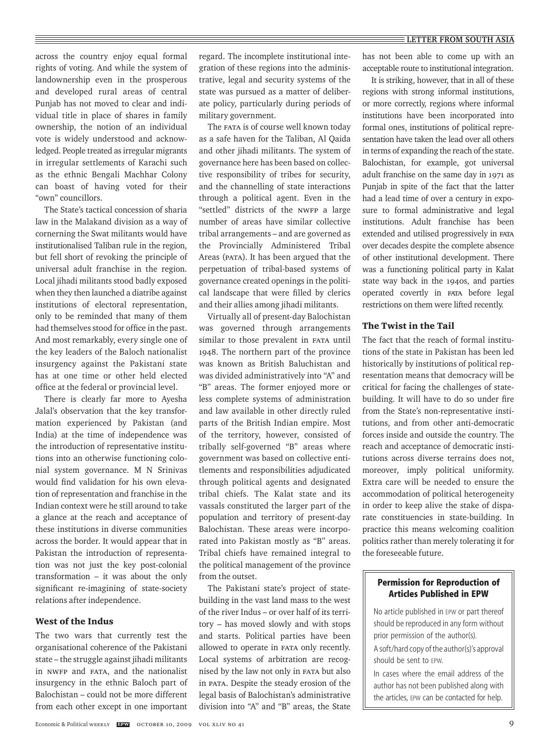across the country enjoy equal formal rights of voting. And while the system of landownership even in the prosperous and developed rural areas of central Punjab has not moved to clear and individual title in place of shares in family ownership, the notion of an individual vote is widely understood and acknowledged. People treated as irregular migrants in irregular settlements of Karachi such as the ethnic Bengali Machhar Colony can boast of having voted for their "own" councillors.

The State's tactical concession of sharia law in the Malakand division as a way of cornering the Swat militants would have institutionalised Taliban rule in the region, but fell short of revoking the principle of universal adult franchise in the region. Local jihadi militants stood badly exposed when they then launched a diatribe against institutions of electoral representation, only to be reminded that many of them had themselves stood for office in the past. And most remarkably, every single one of the key leaders of the Baloch nationalist insurgency against the Pakistani state has at one time or other held elected office at the federal or provincial level.

There is clearly far more to Ayesha Jalal's observation that the key transformation experienced by Pakistan (and India) at the time of independence was the introduction of representative institutions into an otherwise functioning colonial system governance. M N Srinivas would find validation for his own elevation of representation and franchise in the Indian context were he still around to take a glance at the reach and acceptance of these institutions in diverse communities across the border. It would appear that in Pakistan the introduction of representation was not just the key post-colonial transformation – it was about the only significant re-imagining of state-society relations after independence.

## West of the Indus

The two wars that currently test the organisational coherence of the Pakistani state – the struggle against jihadi militants in NWFP and FATA, and the nationalist insurgency in the ethnic Baloch part of Balochistan – could not be more different from each other except in one important regard. The incomplete institutional integration of these regions into the administrative, legal and security systems of the state was pursued as a matter of deliberate policy, particularly during periods of military government.

The FATA is of course well known today as a safe haven for the Taliban, Al Qaida and other jihadi militants. The system of governance here has been based on collective responsibility of tribes for security, and the channelling of state interactions through a political agent. Even in the "settled" districts of the NWFP a large number of areas have similar collective tribal arrangements – and are governed as the Provincially Administered Tribal Areas (PATA). It has been argued that the perpetuation of tribal-based systems of governance created openings in the political landscape that were filled by clerics and their allies among jihadi militants.

Virtually all of present-day Balochistan was governed through arrangements similar to those prevalent in FATA until 1948. The northern part of the province was known as British Baluchistan and was divided administratively into "A" and "B" areas. The former enjoyed more or less complete systems of administration and law available in other directly ruled parts of the British Indian empire. Most of the territory, however, consisted of tribally self-governed "B" areas where government was based on collective entitlements and responsibilities adjudicated through political agents and designated tribal chiefs. The Kalat state and its vassals constituted the larger part of the population and territory of present-day Balochistan. These areas were incorporated into Pakistan mostly as "B" areas. Tribal chiefs have remained integral to the political management of the province from the outset.

The Pakistani state's project of state-building in the vast land mass to the west of the river Indus – or over half of its territory – has moved slowly and with stops and starts. Political parties have been allowed to operate in FATA only recently. Local systems of arbitration are recognised by the law not only in FATA but also in PATA. Despite the steady erosion of the legal basis of Balochistan's administrative division into "A" and "B" areas, the State has not been able to come up with an acceptable route to institutional integration.

It is striking, however, that in all of these regions with strong informal institutions, or more correctly, regions where informal institutions have been incorporated into formal ones, institutions of political representation have taken the lead over all others in terms of expanding the reach of the state. Balochistan, for example, got universal adult franchise on the same day in 1971 as Punjab in spite of the fact that the latter had a lead time of over a century in exposure to formal administrative and legal institutions. Adult franchise has been extended and utilised progressively in FATA over decades despite the complete absence of other institutional development. There was a functioning political party in Kalat state way back in the 1940s, and parties operated covertly in FATA before legal restrictions on them were lifted recently.

## The Twist in the Tail

The fact that the reach of formal institutions of the state in Pakistan has been led historically by institutions of political representation means that democracy will be critical for facing the challenges of state-building. It will have to do so under fire from the State's non-representative institutions, and from other anti-democratic forces inside and outside the country. The reach and acceptance of democratic institutions across diverse terrains does not, moreover, imply political uniformity. Extra care will be needed to ensure the accommodation of political heterogeneity in order to keep alive the stake of disparate constituencies in state-building. In practice this means welcoming coalition politics rather than merely tolerating it for the foreseeable future.

**Permission for Reproduction of Articles Published in EPW**

No article published in EPW or part thereof should be reproduced in any form without prior permission of the author(s).

A soft/hard copy of the author(s)'s approval should be sent to EPW.

In cases where the email address of the author has not been published along with the articles, EPW can be contacted for help.